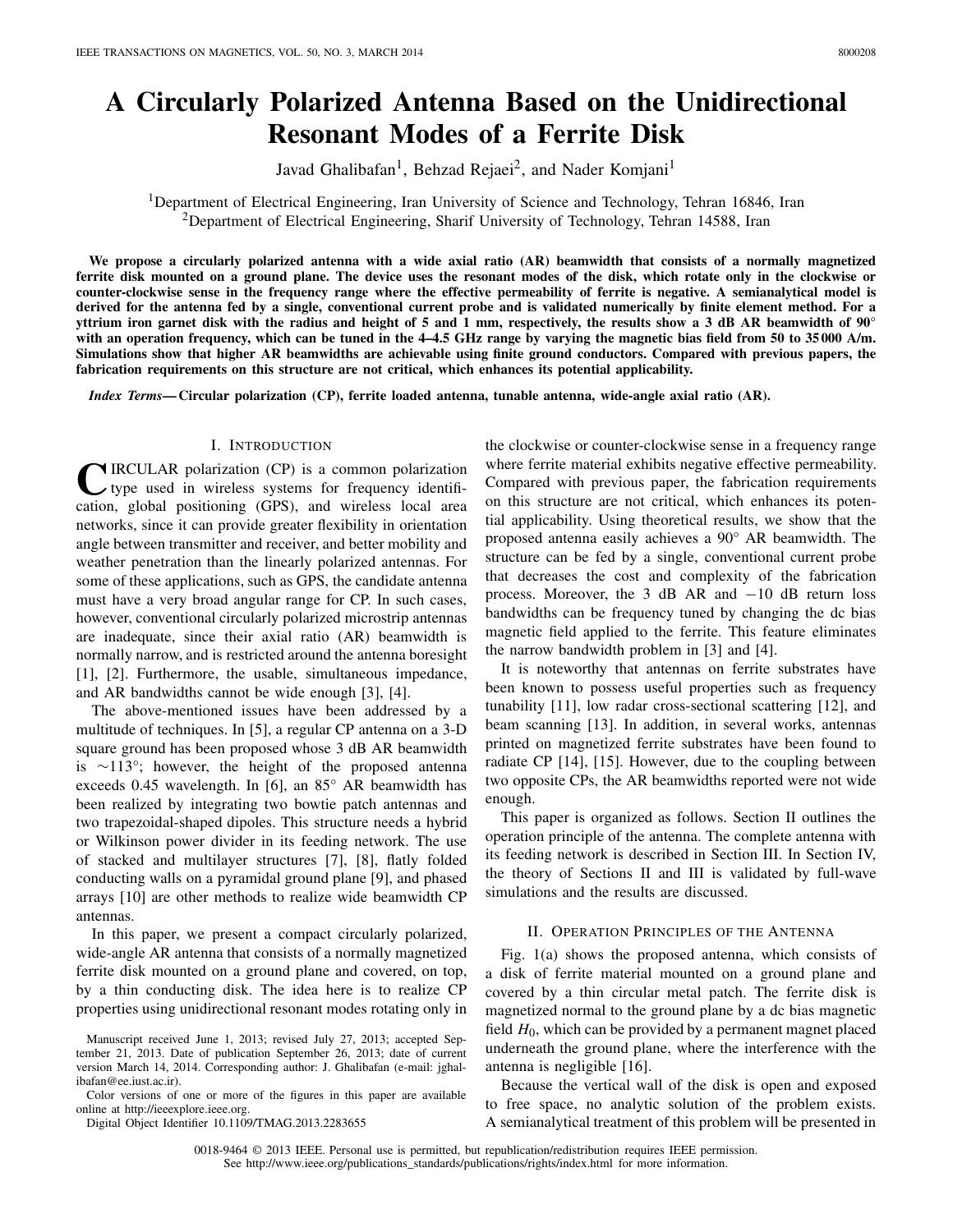# A Circularly Polarized Antenna Based on the Unidirectional Resonant Modes of a Ferrite Disk

Javad Ghalibafan[1], Behzad Rejaei[2], and Nader Komjani[1]

[1]Department of Electrical Engineering, Iran University of Science and Technology, Tehran 16846, Iran
[2]Department of Electrical Engineering, Sharif University of Technology, Tehran 14588, Iran

**We propose a circularly polarized antenna with a wide axial ratio (AR) beamwidth that consists of a normally magnetized ferrite disk mounted on a ground plane. The device uses the resonant modes of the disk, which rotate only in the clockwise or counter-clockwise sense in the frequency range where the effective permeability of ferrite is negative. A semianalytical model is derived for the antenna fed by a single, conventional current probe and is validated numerically by finite element method. For a yttrium iron garnet disk with the radius and height of 5 and 1 mm, respectively, the results show a 3 dB AR beamwidth of 90° with an operation frequency, which can be tuned in the 4–4.5 GHz range by varying the magnetic bias field from 50 to 35 000 A/m. Simulations show that higher AR beamwidths are achievable using finite ground conductors. Compared with previous papers, the fabrication requirements on this structure are not critical, which enhances its potential applicability.**

***Index Terms*— Circular polarization (CP), ferrite loaded antenna, tunable antenna, wide-angle axial ratio (AR).**

## I. Introduction

Circular polarization (CP) is a common polarization type used in wireless systems for frequency identification, global positioning (GPS), and wireless local area networks, since it can provide greater flexibility in orientation angle between transmitter and receiver, and better mobility and weather penetration than the linearly polarized antennas. For some of these applications, such as GPS, the candidate antenna must have a very broad angular range for CP. In such cases, however, conventional circularly polarized microstrip antennas are inadequate, since their axial ratio (AR) beamwidth is normally narrow, and is restricted around the antenna boresight [1], [2]. Furthermore, the usable, simultaneous impedance, and AR bandwidths cannot be wide enough [3], [4].

The above-mentioned issues have been addressed by a multitude of techniques. In [5], a regular CP antenna on a 3-D square ground has been proposed whose 3 dB AR beamwidth is ~113°; however, the height of the proposed antenna exceeds 0.45 wavelength. In [6], an 85° AR beamwidth has been realized by integrating two bowtie patch antennas and two trapezoidal-shaped dipoles. This structure needs a hybrid or Wilkinson power divider in its feeding network. The use of stacked and multilayer structures [7], [8], flatly folded conducting walls on a pyramidal ground plane [9], and phased arrays [10] are other methods to realize wide beamwidth CP antennas.

In this paper, we present a compact circularly polarized, wide-angle AR antenna that consists of a normally magnetized ferrite disk mounted on a ground plane and covered, on top, by a thin conducting disk. The idea here is to realize CP properties using unidirectional resonant modes rotating only in the clockwise or counter-clockwise sense in a frequency range where ferrite material exhibits negative effective permeability. Compared with previous paper, the fabrication requirements on this structure are not critical, which enhances its potential applicability. Using theoretical results, we show that the proposed antenna easily achieves a 90° AR beamwidth. The structure can be fed by a single, conventional current probe that decreases the cost and complexity of the fabrication process. Moreover, the 3 dB AR and −10 dB return loss bandwidths can be frequency tuned by changing the dc bias magnetic field applied to the ferrite. This feature eliminates the narrow bandwidth problem in [3] and [4].

It is noteworthy that antennas on ferrite substrates have been known to possess useful properties such as frequency tunability [11], low radar cross-sectional scattering [12], and beam scanning [13]. In addition, in several works, antennas printed on magnetized ferrite substrates have been found to radiate CP [14], [15]. However, due to the coupling between two opposite CPs, the AR beamwidths reported were not wide enough.

This paper is organized as follows. Section II outlines the operation principle of the antenna. The complete antenna with its feeding network is described in Section III. In Section IV, the theory of Sections II and III is validated by full-wave simulations and the results are discussed.

## II. Operation Principles of the Antenna

Fig. 1(a) shows the proposed antenna, which consists of a disk of ferrite material mounted on a ground plane and covered by a thin circular metal patch. The ferrite disk is magnetized normal to the ground plane by a dc bias magnetic field $H_0$, which can be provided by a permanent magnet placed underneath the ground plane, where the interference with the antenna is negligible [16].

Because the vertical wall of the disk is open and exposed to free space, no analytic solution of the problem exists. A semianalytical treatment of this problem will be presented in

Manuscript received June 1, 2013; revised July 27, 2013; accepted September 21, 2013. Date of publication September 26, 2013; date of current version March 14, 2014. Corresponding author: J. Ghalibafan (e-mail: jghalibafan@ee.iust.ac.ir).

Color versions of one or more of the figures in this paper are available online at http://ieeexplore.ieee.org.

Digital Object Identifier 10.1109/TMAG.2013.2283655

0018-9464 © 2013 IEEE. Personal use is permitted, but republication/redistribution requires IEEE permission. See http://www.ieee.org/publications_standards/publications/rights/index.html for more information.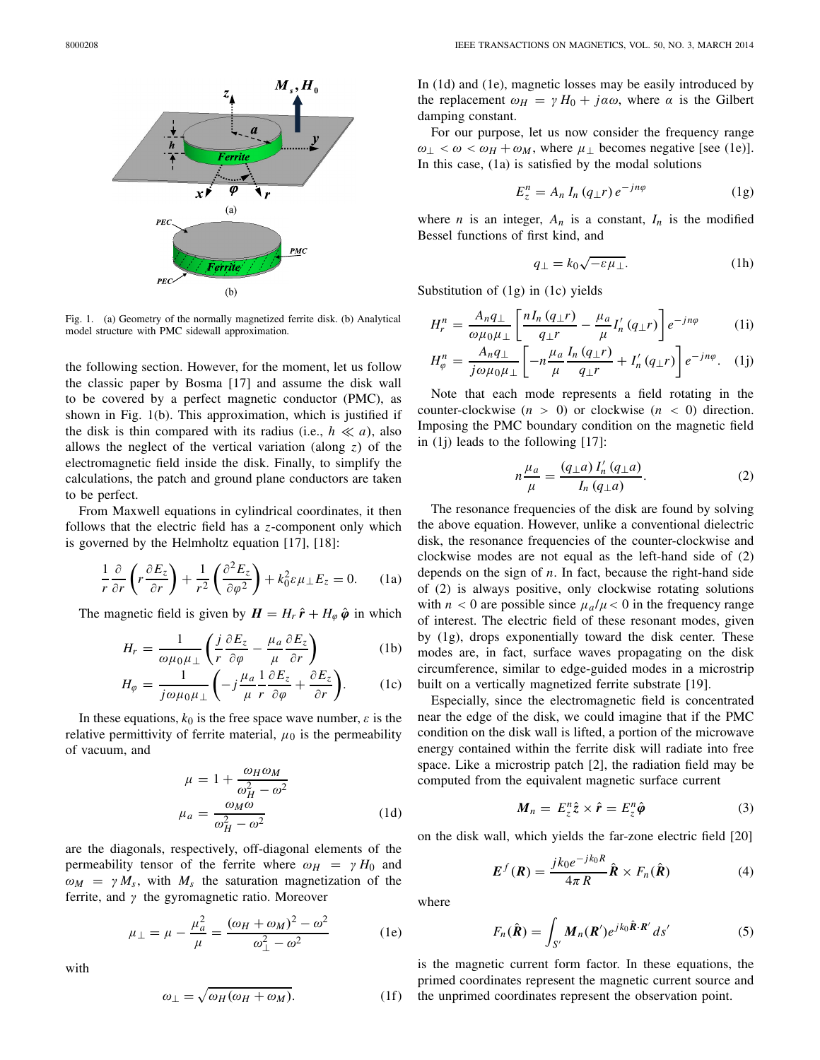Fig. 1. (a) Geometry of the normally magnetized ferrite disk. (b) Analytical model structure with PMC sidewall approximation.

the following section. However, for the moment, let us follow the classic paper by Bosma [17] and assume the disk wall to be covered by a perfect magnetic conductor (PMC), as shown in Fig. 1(b). This approximation, which is justified if the disk is thin compared with its radius (i.e., $h \ll a$), also allows the neglect of the vertical variation (along $z$) of the electromagnetic field inside the disk. Finally, to simplify the calculations, the patch and ground plane conductors are taken to be perfect.

From Maxwell equations in cylindrical coordinates, it then follows that the electric field has a $z$-component only which is governed by the Helmholtz equation [17], [18]:

$$\frac{1}{r}\frac{\partial}{\partial r}\left(r\frac{\partial E_z}{\partial r}\right) + \frac{1}{r^2}\left(\frac{\partial^2 E_z}{\partial \varphi^2}\right) + k_0^2 \varepsilon \mu_\perp E_z = 0. \tag{1a}$$

The magnetic field is given by $\boldsymbol{H} = H_r\,\hat{\boldsymbol{r}} + H_\varphi\,\hat{\boldsymbol{\varphi}}$ in which

$$H_r = \frac{1}{\omega\mu_0\mu_\perp}\left(\frac{j}{r}\frac{\partial E_z}{\partial \varphi} - \frac{\mu_a}{\mu}\frac{\partial E_z}{\partial r}\right) \tag{1b}$$

$$H_\varphi = \frac{1}{j\omega\mu_0\mu_\perp}\left(-j\frac{\mu_a}{\mu}\frac{1}{r}\frac{\partial E_z}{\partial \varphi} + \frac{\partial E_z}{\partial r}\right). \tag{1c}$$

In these equations, $k_0$ is the free space wave number, $\varepsilon$ is the relative permittivity of ferrite material, $\mu_0$ is the permeability of vacuum, and

$$\mu = 1 + \frac{\omega_H\omega_M}{\omega_H^2 - \omega^2}$$
$$\mu_a = \frac{\omega_M\omega}{\omega_H^2 - \omega^2} \tag{1d}$$

are the diagonals, respectively, off-diagonal elements of the permeability tensor of the ferrite where $\omega_H = \gamma H_0$ and $\omega_M = \gamma M_s$, with $M_s$ the saturation magnetization of the ferrite, and $\gamma$ the gyromagnetic ratio. Moreover

$$\mu_\perp = \mu - \frac{\mu_a^2}{\mu} = \frac{(\omega_H + \omega_M)^2 - \omega^2}{\omega_\perp^2 - \omega^2} \tag{1e}$$

with

$$\omega_\perp = \sqrt{\omega_H(\omega_H + \omega_M)}. \tag{1f}$$

In (1d) and (1e), magnetic losses may be easily introduced by the replacement $\omega_H = \gamma H_0 + j\alpha\omega$, where $\alpha$ is the Gilbert damping constant.

For our purpose, let us now consider the frequency range $\omega_\perp < \omega < \omega_H + \omega_M$, where $\mu_\perp$ becomes negative [see (1e)]. In this case, (1a) is satisfied by the modal solutions

$$E_z^n = A_n\, I_n(q_\perp r)\, e^{-jn\varphi} \tag{1g}$$

where $n$ is an integer, $A_n$ is a constant, $I_n$ is the modified Bessel functions of first kind, and

$$q_\perp = k_0\sqrt{-\varepsilon\mu_\perp}. \tag{1h}$$

Substitution of (1g) in (1c) yields

$$H_r^n = \frac{A_n q_\perp}{\omega\mu_0\mu_\perp}\left[\frac{n I_n(q_\perp r)}{q_\perp r} - \frac{\mu_a}{\mu}I_n'(q_\perp r)\right]e^{-jn\varphi} \tag{1i}$$

$$H_\varphi^n = \frac{A_n q_\perp}{j\omega\mu_0\mu_\perp}\left[-n\frac{\mu_a}{\mu}\frac{I_n(q_\perp r)}{q_\perp r} + I_n'(q_\perp r)\right]e^{-jn\varphi}. \tag{1j}$$

Note that each mode represents a field rotating in the counter-clockwise ($n > 0$) or clockwise ($n < 0$) direction. Imposing the PMC boundary condition on the magnetic field in (1j) leads to the following [17]:

$$n\frac{\mu_a}{\mu} = \frac{(q_\perp a)\, I_n'(q_\perp a)}{I_n(q_\perp a)}. \tag{2}$$

The resonance frequencies of the disk are found by solving the above equation. However, unlike a conventional dielectric disk, the resonance frequencies of the counter-clockwise and clockwise modes are not equal as the left-hand side of (2) depends on the sign of $n$. In fact, because the right-hand side of (2) is always positive, only clockwise rotating solutions with $n < 0$ are possible since $\mu_a/\mu < 0$ in the frequency range of interest. The electric field of these resonant modes, given by (1g), drops exponentially toward the disk center. These modes are, in fact, surface waves propagating on the disk circumference, similar to edge-guided modes in a microstrip built on a vertically magnetized ferrite substrate [19].

Especially, since the electromagnetic field is concentrated near the edge of the disk, we could imagine that if the PMC condition on the disk wall is lifted, a portion of the microwave energy contained within the ferrite disk will radiate into free space. Like a microstrip patch [2], the radiation field may be computed from the equivalent magnetic surface current

$$\boldsymbol{M}_n = E_z^n\hat{\boldsymbol{z}} \times \hat{\boldsymbol{r}} = E_z^n\hat{\boldsymbol{\varphi}} \tag{3}$$

on the disk wall, which yields the far-zone electric field [20]

$$\boldsymbol{E}^f(\boldsymbol{R}) = \frac{jk_0 e^{-jk_0 R}}{4\pi R}\hat{\boldsymbol{R}} \times F_n(\hat{\boldsymbol{R}}) \tag{4}$$

where

$$F_n(\hat{\boldsymbol{R}}) = \int_{S'} \boldsymbol{M}_n(\boldsymbol{R}')e^{jk_0\hat{\boldsymbol{R}}\cdot\boldsymbol{R}'}\,ds' \tag{5}$$

is the magnetic current form factor. In these equations, the primed coordinates represent the magnetic current source and the unprimed coordinates represent the observation point.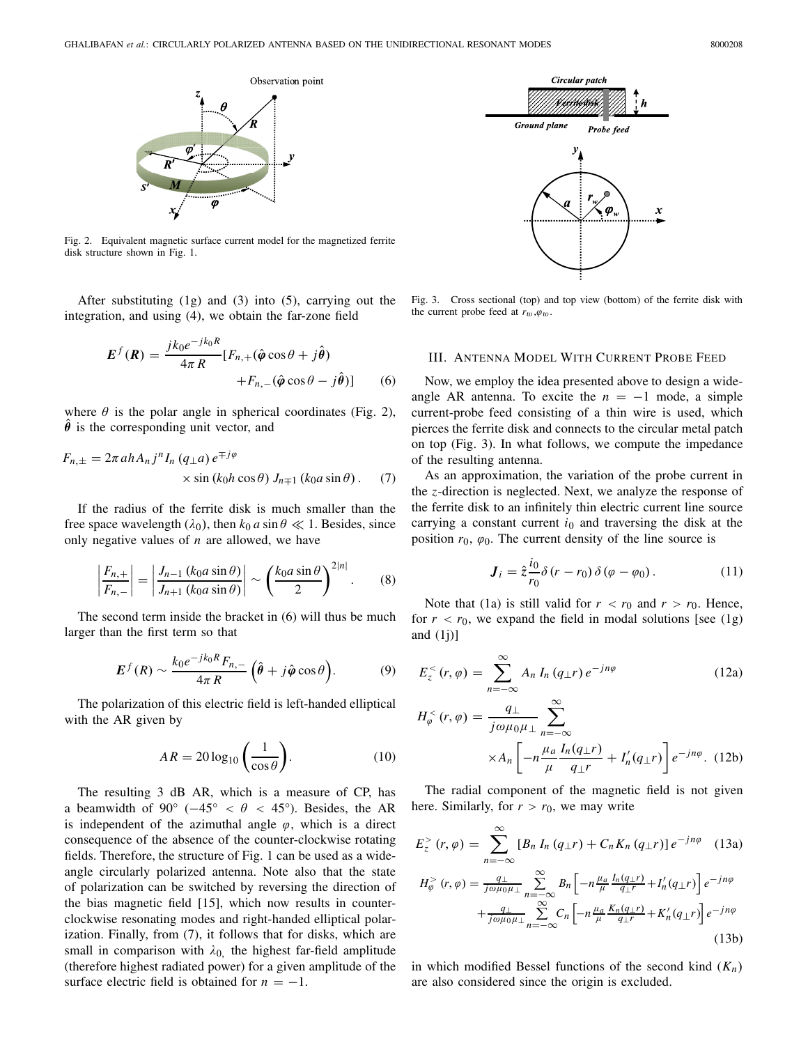Fig. 2. Equivalent magnetic surface current model for the magnetized ferrite disk structure shown in Fig. 1.

After substituting (1g) and (3) into (5), carrying out the integration, and using (4), we obtain the far-zone field

$$\boldsymbol{E}^f(\boldsymbol{R}) = \frac{jk_0 e^{-jk_0 R}}{4\pi R}[F_{n,+}(\hat{\boldsymbol{\varphi}}\cos\theta + j\hat{\boldsymbol{\theta}}) + F_{n,-}(\hat{\boldsymbol{\varphi}}\cos\theta - j\hat{\boldsymbol{\theta}})] \quad (6)$$

where $\theta$ is the polar angle in spherical coordinates (Fig. 2), $\hat{\boldsymbol{\theta}}$ is the corresponding unit vector, and

$$F_{n,\pm} = 2\pi a h A_n j^n I_n(q_\perp a) e^{\mp j\varphi} \times \sin(k_0 h \cos\theta) J_{n\mp 1}(k_0 a \sin\theta). \quad (7)$$

If the radius of the ferrite disk is much smaller than the free space wavelength ($\lambda_0$), then $k_0 a \sin\theta \ll 1$. Besides, since only negative values of $n$ are allowed, we have

$$\left|\frac{F_{n,+}}{F_{n,-}}\right| = \left|\frac{J_{n-1}(k_0 a \sin\theta)}{J_{n+1}(k_0 a \sin\theta)}\right| \sim \left(\frac{k_0 a \sin\theta}{2}\right)^{2|n|}. \quad (8)$$

The second term inside the bracket in (6) will thus be much larger than the first term so that

$$\boldsymbol{E}^f(R) \sim \frac{k_0 e^{-jk_0 R} F_{n,-}}{4\pi R}\left(\hat{\boldsymbol{\theta}} + j\hat{\boldsymbol{\varphi}}\cos\theta\right). \quad (9)$$

The polarization of this electric field is left-handed elliptical with the AR given by

$$AR = 20\log_{10}\left(\frac{1}{\cos\theta}\right). \quad (10)$$

The resulting 3 dB AR, which is a measure of CP, has a beamwidth of 90° ($-45° < \theta < 45°$). Besides, the AR is independent of the azimuthal angle $\varphi$, which is a direct consequence of the absence of the counter-clockwise rotating fields. Therefore, the structure of Fig. 1 can be used as a wide-angle circularly polarized antenna. Note also that the state of polarization can be switched by reversing the direction of the bias magnetic field [15], which now results in counter-clockwise resonating modes and right-handed elliptical polarization. Finally, from (7), it follows that for disks, which are small in comparison with $\lambda_0$, the highest far-field amplitude (therefore highest radiated power) for a given amplitude of the surface electric field is obtained for $n = -1$.

Fig. 3. Cross sectional (top) and top view (bottom) of the ferrite disk with the current probe feed at $r_w, \varphi_w$.

## III. Antenna Model With Current Probe Feed

Now, we employ the idea presented above to design a wide-angle AR antenna. To excite the $n = -1$ mode, a simple current-probe feed consisting of a thin wire is used, which pierces the ferrite disk and connects to the circular metal patch on top (Fig. 3). In what follows, we compute the impedance of the resulting antenna.

As an approximation, the variation of the probe current in the $z$-direction is neglected. Next, we analyze the response of the ferrite disk to an infinitely thin electric current line source carrying a constant current $i_0$ and traversing the disk at the position $r_0$, $\varphi_0$. The current density of the line source is

$$\boldsymbol{J}_i = \hat{z}\frac{i_0}{r_0}\delta(r - r_0)\delta(\varphi - \varphi_0). \quad (11)$$

Note that (1a) is still valid for $r < r_0$ and $r > r_0$. Hence, for $r < r_0$, we expand the field in modal solutions [see (1g) and (1j)]

$$E_z^<(r,\varphi) = \sum_{n=-\infty}^{\infty} A_n I_n(q_\perp r) e^{-jn\varphi} \quad (12a)$$

$$H_\varphi^<(r,\varphi) = \frac{q_\perp}{j\omega\mu_0\mu_\perp}\sum_{n=-\infty}^{\infty} \times A_n\left[-n\frac{\mu_a}{\mu}\frac{I_n(q_\perp r)}{q_\perp r} + I_n'(q_\perp r)\right]e^{-jn\varphi}. \quad (12b)$$

The radial component of the magnetic field is not given here. Similarly, for $r > r_0$, we may write

$$E_z^>(r,\varphi) = \sum_{n=-\infty}^{\infty}[B_n I_n(q_\perp r) + C_n K_n(q_\perp r)]e^{-jn\varphi} \quad (13a)$$

$$H_\varphi^>(r,\varphi) = \frac{q_\perp}{j\omega\mu_0\mu_\perp}\sum_{n=-\infty}^{\infty} B_n\left[-n\frac{\mu_a}{\mu}\frac{I_n(q_\perp r)}{q_\perp r} + I_n'(q_\perp r)\right]e^{-jn\varphi} + \frac{q_\perp}{j\omega\mu_0\mu_\perp}\sum_{n=-\infty}^{\infty} C_n\left[-n\frac{\mu_a}{\mu}\frac{K_n(q_\perp r)}{q_\perp r} + K_n'(q_\perp r)\right]e^{-jn\varphi} \quad (13b)$$

in which modified Bessel functions of the second kind ($K_n$) are also considered since the origin is excluded.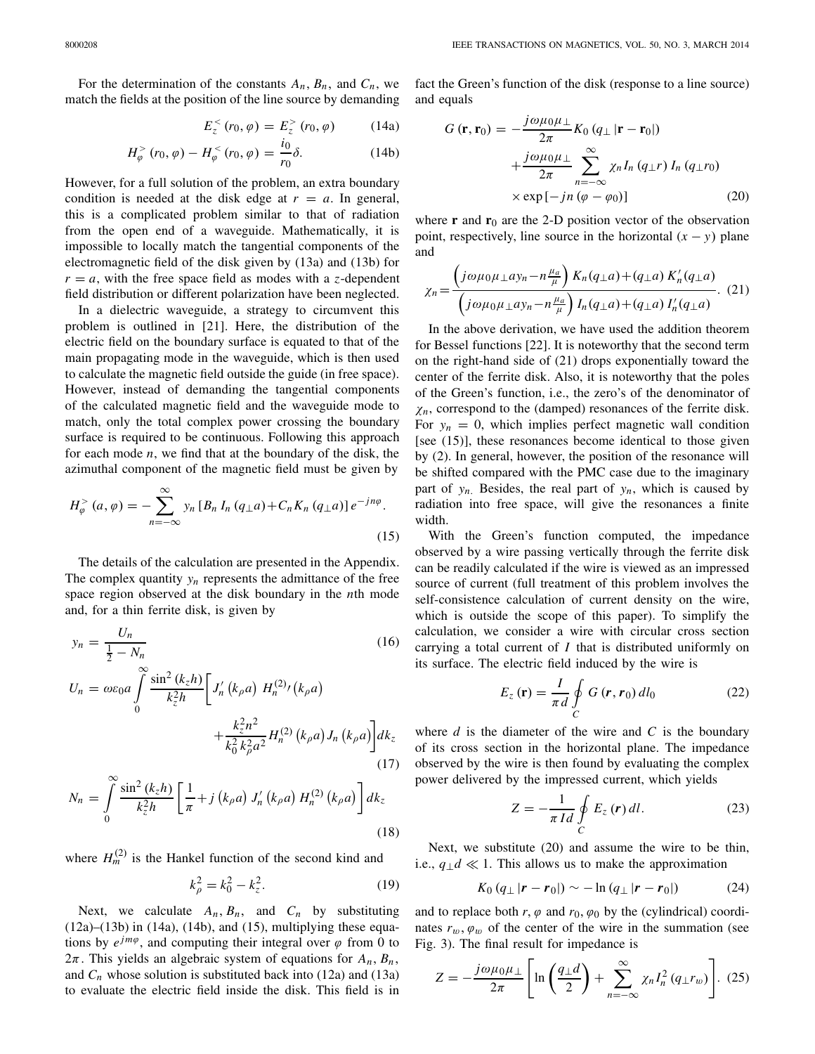For the determination of the constants $A_n$, $B_n$, and $C_n$, we match the fields at the position of the line source by demanding

$$E_z^{<}(r_0, \varphi) = E_z^{>}(r_0, \varphi) \tag{14a}$$

$$H_\varphi^{>}(r_0, \varphi) - H_\varphi^{<}(r_0, \varphi) = \frac{i_0}{r_0}\delta. \tag{14b}$$

However, for a full solution of the problem, an extra boundary condition is needed at the disk edge at $r = a$. In general, this is a complicated problem similar to that of radiation from the open end of a waveguide. Mathematically, it is impossible to locally match the tangential components of the electromagnetic field of the disk given by (13a) and (13b) for $r = a$, with the free space field as modes with a $z$-dependent field distribution or different polarization have been neglected.

In a dielectric waveguide, a strategy to circumvent this problem is outlined in [21]. Here, the distribution of the electric field on the boundary surface is equated to that of the main propagating mode in the waveguide, which is then used to calculate the magnetic field outside the guide (in free space). However, instead of demanding the tangential components of the calculated magnetic field and the waveguide mode to match, only the total complex power crossing the boundary surface is required to be continuous. Following this approach for each mode $n$, we find that at the boundary of the disk, the azimuthal component of the magnetic field must be given by

$$H_\varphi^{>}(a, \varphi) = -\sum_{n=-\infty}^{\infty} y_n \left[B_n I_n(q_\perp a) + C_n K_n(q_\perp a)\right] e^{-jn\varphi}. \tag{15}$$

The details of the calculation are presented in the Appendix. The complex quantity $y_n$ represents the admittance of the free space region observed at the disk boundary in the $n$th mode and, for a thin ferrite disk, is given by

$$y_n = \frac{U_n}{\frac{1}{2} - N_n} \tag{16}$$

$$U_n = \omega\varepsilon_0 a \int_0^\infty \frac{\sin^2(k_z h)}{k_z^2 h}\left[J_n'(k_\rho a)\, H_n^{(2)\prime}(k_\rho a) + \frac{k_z^2 n^2}{k_0^2 k_\rho^2 a^2} H_n^{(2)}(k_\rho a)\, J_n(k_\rho a)\right] dk_z \tag{17}$$

$$N_n = \int_0^\infty \frac{\sin^2(k_z h)}{k_z^2 h}\left[\frac{1}{\pi} + j(k_\rho a)\, J_n'(k_\rho a)\, H_n^{(2)}(k_\rho a)\right] dk_z \tag{18}$$

where $H_m^{(2)}$ is the Hankel function of the second kind and

$$k_\rho^2 = k_0^2 - k_z^2. \tag{19}$$

Next, we calculate $A_n, B_n$, and $C_n$ by substituting (12a)–(13b) in (14a), (14b), and (15), multiplying these equations by $e^{jm\varphi}$, and computing their integral over $\varphi$ from 0 to $2\pi$. This yields an algebraic system of equations for $A_n$, $B_n$, and $C_n$ whose solution is substituted back into (12a) and (13a) to evaluate the electric field inside the disk. This field is in fact the Green's function of the disk (response to a line source) and equals

$$G(\mathbf{r}, \mathbf{r}_0) = -\frac{j\omega\mu_0\mu_\perp}{2\pi} K_0(q_\perp |\mathbf{r} - \mathbf{r}_0|) + \frac{j\omega\mu_0\mu_\perp}{2\pi} \sum_{n=-\infty}^{\infty} \chi_n I_n(q_\perp r)\, I_n(q_\perp r_0) \times \exp[-jn(\varphi - \varphi_0)] \tag{20}$$

where $\mathbf{r}$ and $\mathbf{r}_0$ are the 2-D position vector of the observation point, respectively, line source in the horizontal $(x - y)$ plane and

$$\chi_n = \frac{\left(j\omega\mu_0\mu_\perp a y_n - n\frac{\mu_a}{\mu}\right) K_n(q_\perp a) + (q_\perp a)\, K_n'(q_\perp a)}{\left(j\omega\mu_0\mu_\perp a y_n - n\frac{\mu_a}{\mu}\right) I_n(q_\perp a) + (q_\perp a)\, I_n'(q_\perp a)}. \tag{21}$$

In the above derivation, we have used the addition theorem for Bessel functions [22]. It is noteworthy that the second term on the right-hand side of (21) drops exponentially toward the center of the ferrite disk. Also, it is noteworthy that the poles of the Green's function, i.e., the zero's of the denominator of $\chi_n$, correspond to the (damped) resonances of the ferrite disk. For $y_n = 0$, which implies perfect magnetic wall condition [see (15)], these resonances become identical to those given by (2). In general, however, the position of the resonance will be shifted compared with the PMC case due to the imaginary part of $y_n$. Besides, the real part of $y_n$, which is caused by radiation into free space, will give the resonances a finite width.

With the Green's function computed, the impedance observed by a wire passing vertically through the ferrite disk can be readily calculated if the wire is viewed as an impressed source of current (full treatment of this problem involves the self-consistence calculation of current density on the wire, which is outside the scope of this paper). To simplify the calculation, we consider a wire with circular cross section carrying a total current of $I$ that is distributed uniformly on its surface. The electric field induced by the wire is

$$E_z(\mathbf{r}) = \frac{I}{\pi d} \oint_C G(\boldsymbol{r}, \boldsymbol{r}_0)\, dl_0 \tag{22}$$

where $d$ is the diameter of the wire and $C$ is the boundary of its cross section in the horizontal plane. The impedance observed by the wire is then found by evaluating the complex power delivered by the impressed current, which yields

$$Z = -\frac{1}{\pi I d} \oint_C E_z(\boldsymbol{r})\, dl. \tag{23}$$

Next, we substitute (20) and assume the wire to be thin, i.e., $q_\perp d \ll 1$. This allows us to make the approximation

$$K_0(q_\perp |\boldsymbol{r} - \boldsymbol{r}_0|) \sim -\ln(q_\perp |\boldsymbol{r} - \boldsymbol{r}_0|) \tag{24}$$

and to replace both $r, \varphi$ and $r_0, \varphi_0$ by the (cylindrical) coordinates $r_w, \varphi_w$ of the center of the wire in the summation (see Fig. 3). The final result for impedance is

$$Z = -\frac{j\omega\mu_0\mu_\perp}{2\pi}\left[\ln\left(\frac{q_\perp d}{2}\right) + \sum_{n=-\infty}^{\infty} \chi_n I_n^2(q_\perp r_w)\right]. \tag{25}$$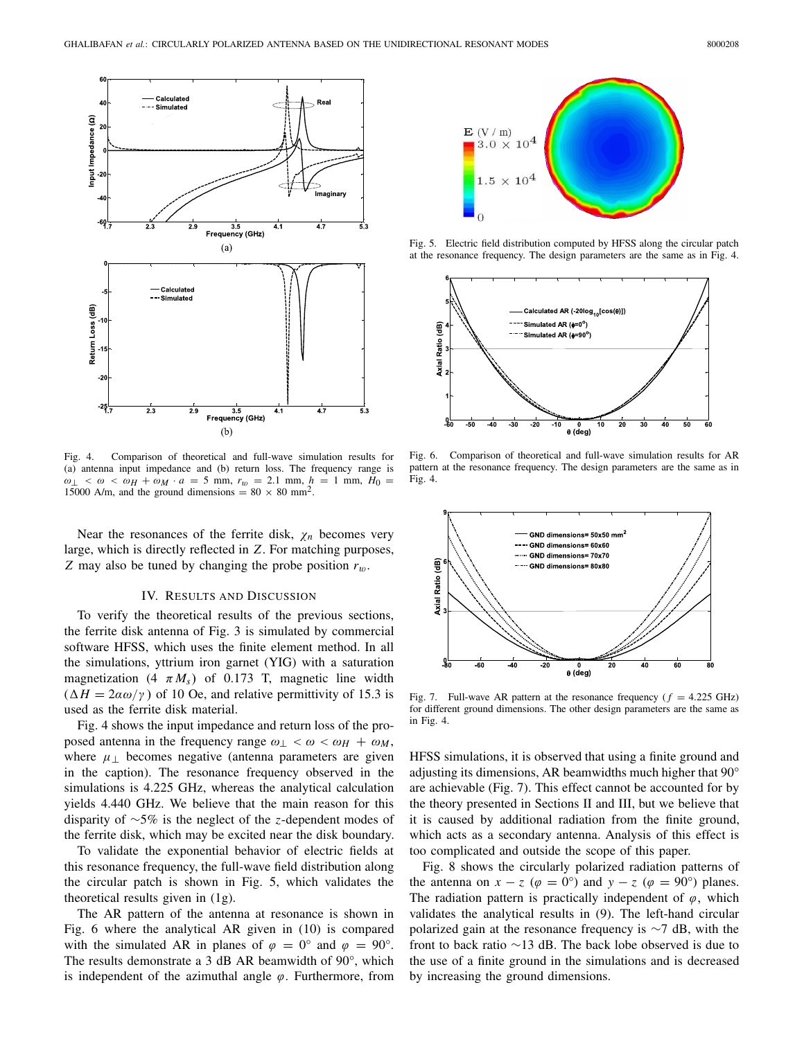Fig. 4. Comparison of theoretical and full-wave simulation results for (a) antenna input impedance and (b) return loss. The frequency range is $\omega_{\perp} < \omega < \omega_H + \omega_M \cdot a = 5$ mm, $r_w = 2.1$ mm, $h = 1$ mm, $H_0 = 15000$ A/m, and the ground dimensions $= 80 \times 80$ mm$^2$.

Near the resonances of the ferrite disk, $\chi_n$ becomes very large, which is directly reflected in $Z$. For matching purposes, $Z$ may also be tuned by changing the probe position $r_w$.

## IV. Results and Discussion

To verify the theoretical results of the previous sections, the ferrite disk antenna of Fig. 3 is simulated by commercial software HFSS, which uses the finite element method. In all the simulations, yttrium iron garnet (YIG) with a saturation magnetization ($4\ \pi M_s$) of 0.173 T, magnetic line width ($\Delta H = 2\alpha\omega/\gamma$) of 10 Oe, and relative permittivity of 15.3 is used as the ferrite disk material.

Fig. 4 shows the input impedance and return loss of the proposed antenna in the frequency range $\omega_{\perp} < \omega < \omega_H + \omega_M$, where $\mu_{\perp}$ becomes negative (antenna parameters are given in the caption). The resonance frequency observed in the simulations is 4.225 GHz, whereas the analytical calculation yields 4.440 GHz. We believe that the main reason for this disparity of ~5% is the neglect of the $z$-dependent modes of the ferrite disk, which may be excited near the disk boundary.

To validate the exponential behavior of electric fields at this resonance frequency, the full-wave field distribution along the circular patch is shown in Fig. 5, which validates the theoretical results given in (1g).

The AR pattern of the antenna at resonance is shown in Fig. 6 where the analytical AR given in (10) is compared with the simulated AR in planes of $\varphi = 0^\circ$ and $\varphi = 90^\circ$. The results demonstrate a 3 dB AR beamwidth of 90°, which is independent of the azimuthal angle $\varphi$. Furthermore, from

Fig. 5. Electric field distribution computed by HFSS along the circular patch at the resonance frequency. The design parameters are the same as in Fig. 4.

Fig. 6. Comparison of theoretical and full-wave simulation results for AR pattern at the resonance frequency. The design parameters are the same as in Fig. 4.

Fig. 7. Full-wave AR pattern at the resonance frequency ($f = 4.225$ GHz) for different ground dimensions. The other design parameters are the same as in Fig. 4.

HFSS simulations, it is observed that using a finite ground and adjusting its dimensions, AR beamwidths much higher that 90° are achievable (Fig. 7). This effect cannot be accounted for by the theory presented in Sections II and III, but we believe that it is caused by additional radiation from the finite ground, which acts as a secondary antenna. Analysis of this effect is too complicated and outside the scope of this paper.

Fig. 8 shows the circularly polarized radiation patterns of the antenna on $x-z$ ($\varphi = 0^\circ$) and $y-z$ ($\varphi = 90^\circ$) planes. The radiation pattern is practically independent of $\varphi$, which validates the analytical results in (9). The left-hand circular polarized gain at the resonance frequency is ~7 dB, with the front to back ratio ~13 dB. The back lobe observed is due to the use of a finite ground in the simulations and is decreased by increasing the ground dimensions.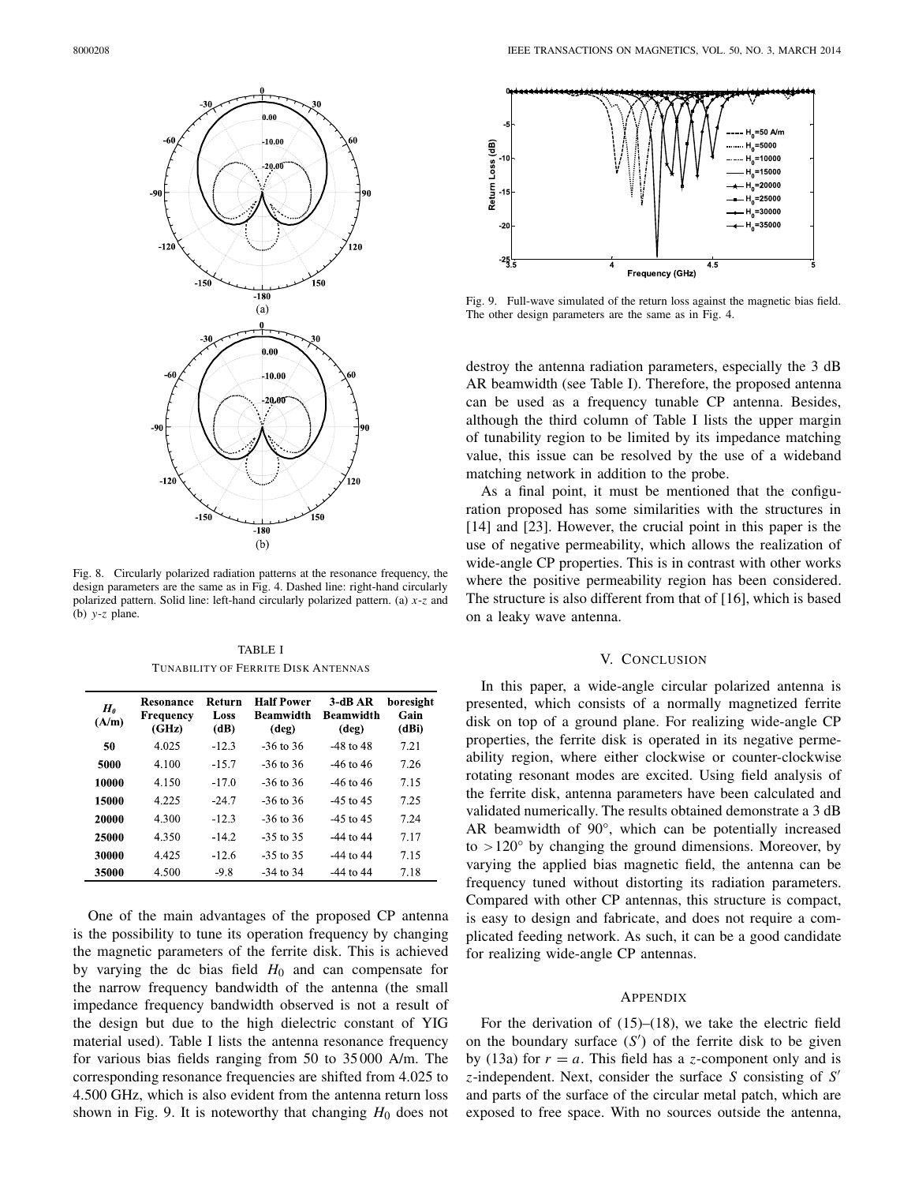Fig. 8. Circularly polarized radiation patterns at the resonance frequency, the design parameters are the same as in Fig. 4. Dashed line: right-hand circularly polarized pattern. Solid line: left-hand circularly polarized pattern. (a) $x$-$z$ and (b) $y$-$z$ plane.

TABLE I
TUNABILITY OF FERRITE DISK ANTENNAS

| $H_0$ (A/m) | Resonance Frequency (GHz) | Return Loss (dB) | Half Power Beamwidth (deg) | 3-dB AR Beamwidth (deg) | boresight Gain (dBi) |
|---|---|---|---|---|---|
| 50 | 4.025 | -12.3 | -36 to 36 | -48 to 48 | 7.21 |
| 5000 | 4.100 | -15.7 | -36 to 36 | -46 to 46 | 7.26 |
| 10000 | 4.150 | -17.0 | -36 to 36 | -46 to 46 | 7.15 |
| 15000 | 4.225 | -24.7 | -36 to 36 | -45 to 45 | 7.25 |
| 20000 | 4.300 | -12.3 | -36 to 36 | -45 to 45 | 7.24 |
| 25000 | 4.350 | -14.2 | -35 to 35 | -44 to 44 | 7.17 |
| 30000 | 4.425 | -12.6 | -35 to 35 | -44 to 44 | 7.15 |
| 35000 | 4.500 | -9.8 | -34 to 34 | -44 to 44 | 7.18 |

One of the main advantages of the proposed CP antenna is the possibility to tune its operation frequency by changing the magnetic parameters of the ferrite disk. This is achieved by varying the dc bias field $H_0$ and can compensate for the narrow frequency bandwidth of the antenna (the small impedance frequency bandwidth observed is not a result of the design but due to the high dielectric constant of YIG material used). Table I lists the antenna resonance frequency for various bias fields ranging from 50 to 35 000 A/m. The corresponding resonance frequencies are shifted from 4.025 to 4.500 GHz, which is also evident from the antenna return loss shown in Fig. 9. It is noteworthy that changing $H_0$ does not destroy the antenna radiation parameters, especially the 3 dB AR beamwidth (see Table I). Therefore, the proposed antenna can be used as a frequency tunable CP antenna. Besides, although the third column of Table I lists the upper margin of tunability region to be limited by its impedance matching value, this issue can be resolved by the use of a wideband matching network in addition to the probe.

Fig. 9. Full-wave simulated of the return loss against the magnetic bias field. The other design parameters are the same as in Fig. 4.

As a final point, it must be mentioned that the configuration proposed has some similarities with the structures in [14] and [23]. However, the crucial point in this paper is the use of negative permeability, which allows the realization of wide-angle CP properties. This is in contrast with other works where the positive permeability region has been considered. The structure is also different from that of [16], which is based on a leaky wave antenna.

## V. CONCLUSION

In this paper, a wide-angle circular polarized antenna is presented, which consists of a normally magnetized ferrite disk on top of a ground plane. For realizing wide-angle CP properties, the ferrite disk is operated in its negative permeability region, where either clockwise or counter-clockwise rotating resonant modes are excited. Using field analysis of the ferrite disk, antenna parameters have been calculated and validated numerically. The results obtained demonstrate a 3 dB AR beamwidth of 90°, which can be potentially increased to $>120°$ by changing the ground dimensions. Moreover, by varying the applied bias magnetic field, the antenna can be frequency tuned without distorting its radiation parameters. Compared with other CP antennas, this structure is compact, is easy to design and fabricate, and does not require a complicated feeding network. As such, it can be a good candidate for realizing wide-angle CP antennas.

## APPENDIX

For the derivation of (15)–(18), we take the electric field on the boundary surface ($S'$) of the ferrite disk to be given by (13a) for $r = a$. This field has a $z$-component only and is $z$-independent. Next, consider the surface $S$ consisting of $S'$ and parts of the surface of the circular metal patch, which are exposed to free space. With no sources outside the antenna,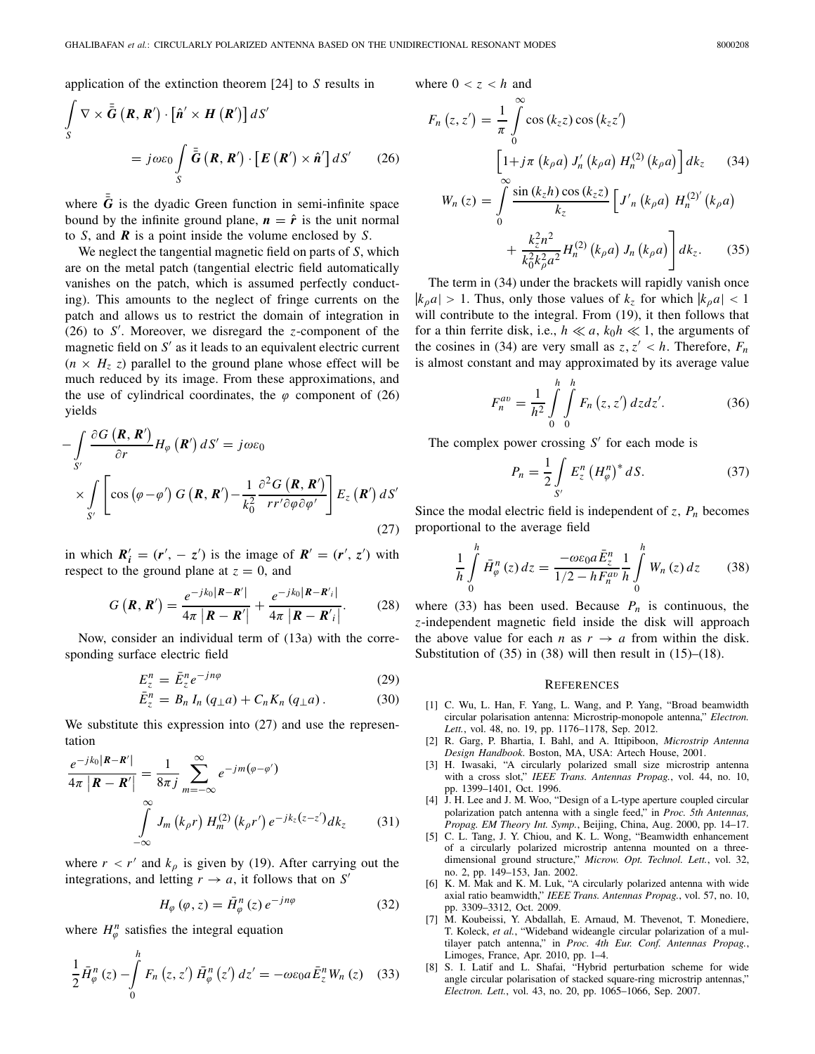application of the extinction theorem [24] to $S$ results in

$$\int_S \nabla \times \bar{\bar{\boldsymbol{G}}}\left(\boldsymbol{R}, \boldsymbol{R}'\right) \cdot \left[\hat{\boldsymbol{n}}' \times \boldsymbol{H}\left(\boldsymbol{R}'\right)\right] dS' = j\omega\varepsilon_0 \int_S \bar{\bar{\boldsymbol{G}}}\left(\boldsymbol{R}, \boldsymbol{R}'\right) \cdot \left[\boldsymbol{E}\left(\boldsymbol{R}'\right) \times \hat{\boldsymbol{n}}'\right] dS' \tag{26}$$

where $\bar{\bar{\boldsymbol{G}}}$ is the dyadic Green function in semi-infinite space bound by the infinite ground plane, $\boldsymbol{n} = \hat{\boldsymbol{r}}$ is the unit normal to $S$, and $\boldsymbol{R}$ is a point inside the volume enclosed by $S$.

We neglect the tangential magnetic field on parts of $S$, which are on the metal patch (tangential electric field automatically vanishes on the patch, which is assumed perfectly conducting). This amounts to the neglect of fringe currents on the patch and allows us to restrict the domain of integration in (26) to $S'$. Moreover, we disregard the $z$-component of the magnetic field on $S'$ as it leads to an equivalent electric current $(n \times H_z z)$ parallel to the ground plane whose effect will be much reduced by its image. From these approximations, and the use of cylindrical coordinates, the $\varphi$ component of (26) yields

$$-\int_{S'} \frac{\partial G\left(\boldsymbol{R}, \boldsymbol{R}'\right)}{\partial r} H_\varphi\left(\boldsymbol{R}'\right) dS' = j\omega\varepsilon_0 \times \int_{S'} \left[\cos\left(\varphi - \varphi'\right) G\left(\boldsymbol{R}, \boldsymbol{R}'\right) - \frac{1}{k_0^2} \frac{\partial^2 G\left(\boldsymbol{R}, \boldsymbol{R}'\right)}{r r' \partial\varphi \partial\varphi'}\right] E_z\left(\boldsymbol{R}'\right) dS' \tag{27}$$

in which $\boldsymbol{R}_i' = (\boldsymbol{r}', -z')$ is the image of $\boldsymbol{R}' = (\boldsymbol{r}', z')$ with respect to the ground plane at $z = 0$, and

$$G\left(\boldsymbol{R}, \boldsymbol{R}'\right) = \frac{e^{-jk_0\left|\boldsymbol{R}-\boldsymbol{R}'\right|}}{4\pi\left|\boldsymbol{R}-\boldsymbol{R}'\right|} + \frac{e^{-jk_0\left|\boldsymbol{R}-\boldsymbol{R}'_i\right|}}{4\pi\left|\boldsymbol{R}-\boldsymbol{R}'_i\right|}. \tag{28}$$

Now, consider an individual term of (13a) with the corresponding surface electric field

$$E_z^n = \bar{E}_z^n e^{-jn\varphi} \tag{29}$$

$$\bar{E}_z^n = B_n I_n\left(q_\perp a\right) + C_n K_n\left(q_\perp a\right). \tag{30}$$

We substitute this expression into (27) and use the representation

$$\frac{e^{-jk_0\left|\boldsymbol{R}-\boldsymbol{R}'\right|}}{4\pi\left|\boldsymbol{R}-\boldsymbol{R}'\right|} = \frac{1}{8\pi j} \sum_{m=-\infty}^{\infty} e^{-jm\left(\varphi-\varphi'\right)} \int_{-\infty}^{\infty} J_m\left(k_\rho r\right) H_m^{(2)}\left(k_\rho r'\right) e^{-jk_z\left(z-z'\right)} dk_z \tag{31}$$

where $r < r'$ and $k_\rho$ is given by (19). After carrying out the integrations, and letting $r \to a$, it follows that on $S'$

$$H_\varphi\left(\varphi, z\right) = \bar{H}_\varphi^n\left(z\right) e^{-jn\varphi} \tag{32}$$

where $H_\varphi^n$ satisfies the integral equation

$$\frac{1}{2}\bar{H}_\varphi^n\left(z\right) - \int_0^h F_n\left(z, z'\right) \bar{H}_\varphi^n\left(z'\right) dz' = -\omega\varepsilon_0 a \bar{E}_z^n W_n\left(z\right) \tag{33}$$

where $0 < z < h$ and

$$F_n\left(z, z'\right) = \frac{1}{\pi} \int_0^\infty \cos\left(k_z z\right) \cos\left(k_z z'\right) \left[1 + j\pi\left(k_\rho a\right) J_n'\left(k_\rho a\right) H_n^{(2)}\left(k_\rho a\right)\right] dk_z \tag{34}$$

$$W_n\left(z\right) = \int_0^\infty \frac{\sin\left(k_z h\right)\cos\left(k_z z\right)}{k_z} \left[J'_n\left(k_\rho a\right) H_n^{(2)'}\left(k_\rho a\right) + \frac{k_z^2 n^2}{k_0^2 k_\rho^2 a^2} H_n^{(2)}\left(k_\rho a\right) J_n\left(k_\rho a\right)\right] dk_z. \tag{35}$$

The term in (34) under the brackets will rapidly vanish once $\left|k_\rho a\right| > 1$. Thus, only those values of $k_z$ for which $\left|k_\rho a\right| < 1$ will contribute to the integral. From (19), it then follows that for a thin ferrite disk, i.e., $h \ll a$, $k_0 h \ll 1$, the arguments of the cosines in (34) are very small as $z, z' < h$. Therefore, $F_n$ is almost constant and may approximated by its average value

$$F_n^{av} = \frac{1}{h^2} \int_0^h \int_0^h F_n\left(z, z'\right) dz dz'. \tag{36}$$

The complex power crossing $S'$ for each mode is

$$P_n = \frac{1}{2} \int_{S'} E_z^n \left(H_\varphi^n\right)^* dS. \tag{37}$$

Since the modal electric field is independent of $z$, $P_n$ becomes proportional to the average field

$$\frac{1}{h} \int_0^h \bar{H}_\varphi^n\left(z\right) dz = \frac{-\omega\varepsilon_0 a \bar{E}_z^n}{1/2 - h F_n^{av}} \frac{1}{h} \int_0^h W_n\left(z\right) dz \tag{38}$$

where (33) has been used. Because $P_n$ is continuous, the $z$-independent magnetic field inside the disk will approach the above value for each $n$ as $r \to a$ from within the disk. Substitution of (35) in (38) will then result in (15)–(18).

## References

[1] C. Wu, L. Han, F. Yang, L. Wang, and P. Yang, "Broad beamwidth circular polarisation antenna: Microstrip-monopole antenna," *Electron. Lett.*, vol. 48, no. 19, pp. 1176–1178, Sep. 2012.

[2] R. Garg, P. Bhartia, I. Bahl, and A. Ittipiboon, *Microstrip Antenna Design Handbook*. Boston, MA, USA: Artech House, 2001.

[3] H. Iwasaki, "A circularly polarized small size microstrip antenna with a cross slot," *IEEE Trans. Antennas Propag.*, vol. 44, no. 10, pp. 1399–1401, Oct. 1996.

[4] J. H. Lee and J. M. Woo, "Design of a L-type aperture coupled circular polarization patch antenna with a single feed," in *Proc. 5th Antennas, Propag. EM Theory Int. Symp.*, Beijing, China, Aug. 2000, pp. 14–17.

[5] C. L. Tang, J. Y. Chiou, and K. L. Wong, "Beamwidth enhancement of a circularly polarized microstrip antenna mounted on a three-dimensional ground structure," *Microw. Opt. Technol. Lett.*, vol. 32, no. 2, pp. 149–153, Jan. 2002.

[6] K. M. Mak and K. M. Luk, "A circularly polarized antenna with wide axial ratio beamwidth," *IEEE Trans. Antennas Propag.*, vol. 57, no. 10, pp. 3309–3312, Oct. 2009.

[7] M. Koubeissi, Y. Abdallah, E. Arnaud, M. Thevenot, T. Monediere, T. Koleck, *et al.*, "Wideband wideangle circular polarization of a multilayer patch antenna," in *Proc. 4th Eur. Conf. Antennas Propag.*, Limoges, France, Apr. 2010, pp. 1–4.

[8] S. I. Latif and L. Shafai, "Hybrid perturbation scheme for wide angle circular polarisation of stacked square-ring microstrip antennas," *Electron. Lett.*, vol. 43, no. 20, pp. 1065–1066, Sep. 2007.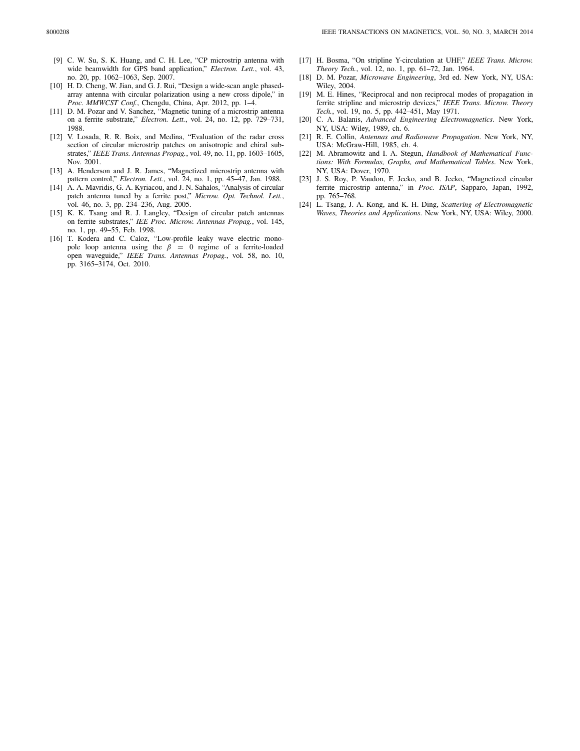[9] C. W. Su, S. K. Huang, and C. H. Lee, "CP microstrip antenna with wide beamwidth for GPS band application," *Electron. Lett.*, vol. 43, no. 20, pp. 1062–1063, Sep. 2007.

[10] H. D. Cheng, W. Jian, and G. J. Rui, "Design a wide-scan angle phased-array antenna with circular polarization using a new cross dipole," in *Proc. MMWCST Conf.*, Chengdu, China, Apr. 2012, pp. 1–4.

[11] D. M. Pozar and V. Sanchez, "Magnetic tuning of a microstrip antenna on a ferrite substrate," *Electron. Lett.*, vol. 24, no. 12, pp. 729–731, 1988.

[12] V. Losada, R. R. Boix, and Medina, "Evaluation of the radar cross section of circular microstrip patches on anisotropic and chiral substrates," *IEEE Trans. Antennas Propag.*, vol. 49, no. 11, pp. 1603–1605, Nov. 2001.

[13] A. Henderson and J. R. James, "Magnetized microstrip antenna with pattern control," *Electron. Lett.*, vol. 24, no. 1, pp. 45–47, Jan. 1988.

[14] A. A. Mavridis, G. A. Kyriacou, and J. N. Sahalos, "Analysis of circular patch antenna tuned by a ferrite post," *Microw. Opt. Technol. Lett.*, vol. 46, no. 3, pp. 234–236, Aug. 2005.

[15] K. K. Tsang and R. J. Langley, "Design of circular patch antennas on ferrite substrates," *IEE Proc. Microw. Antennas Propag.*, vol. 145, no. 1, pp. 49–55, Feb. 1998.

[16] T. Kodera and C. Caloz, "Low-profile leaky wave electric monopole loop antenna using the $\beta = 0$ regime of a ferrite-loaded open waveguide," *IEEE Trans. Antennas Propag.*, vol. 58, no. 10, pp. 3165–3174, Oct. 2010.

[17] H. Bosma, "On stripline Y-circulation at UHF," *IEEE Trans. Microw. Theory Tech.*, vol. 12, no. 1, pp. 61–72, Jan. 1964.

[18] D. M. Pozar, *Microwave Engineering*, 3rd ed. New York, NY, USA: Wiley, 2004.

[19] M. E. Hines, "Reciprocal and non reciprocal modes of propagation in ferrite stripline and microstrip devices," *IEEE Trans. Microw. Theory Tech.*, vol. 19, no. 5, pp. 442–451, May 1971.

[20] C. A. Balanis, *Advanced Engineering Electromagnetics*. New York, NY, USA: Wiley, 1989, ch. 6.

[21] R. E. Collin, *Antennas and Radiowave Propagation*. New York, NY, USA: McGraw-Hill, 1985, ch. 4.

[22] M. Abramowitz and I. A. Stegun, *Handbook of Mathematical Functions: With Formulas, Graphs, and Mathematical Tables*. New York, NY, USA: Dover, 1970.

[23] J. S. Roy, P. Vaudon, F. Jecko, and B. Jecko, "Magnetized circular ferrite microstrip antenna," in *Proc. ISAP*, Sapparo, Japan, 1992, pp. 765–768.

[24] L. Tsang, J. A. Kong, and K. H. Ding, *Scattering of Electromagnetic Waves, Theories and Applications*. New York, NY, USA: Wiley, 2000.